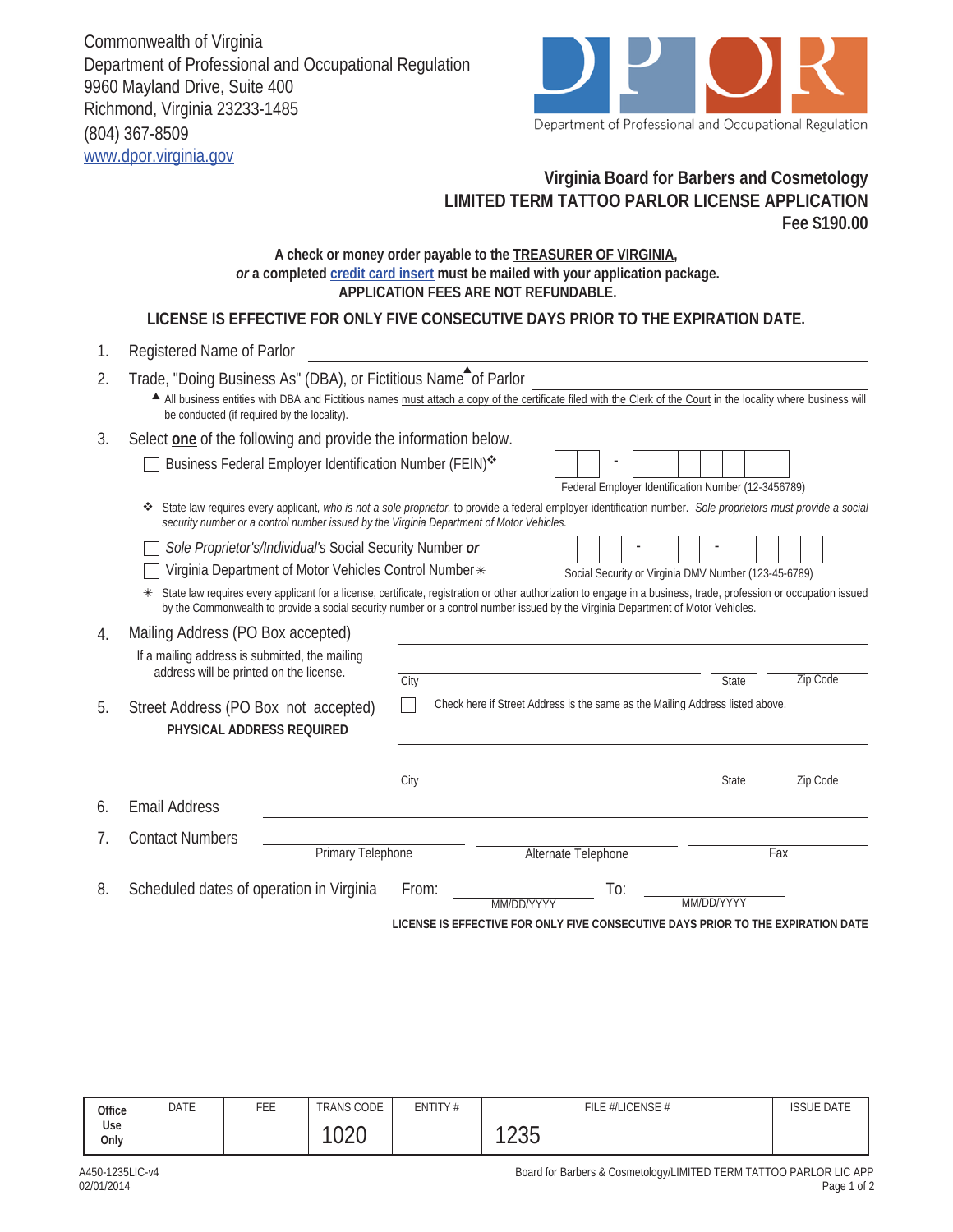Commonwealth of Virginia
Department of Professional and Occupational Regulation
9960 Mayland Drive, Suite 400
Richmond, Virginia 23233-1485
(804) 367-8509
www.dpor.virginia.gov

DPOR
Department of Professional and Occupational Regulation

## Virginia Board for Barbers and Cosmetology
## LIMITED TERM TATTOO PARLOR LICENSE APPLICATION
**Fee $190.00**

**A check or money order payable to the TREASURER OF VIRGINIA,**
***or* a completed credit card insert must be mailed with your application package.**
**APPLICATION FEES ARE NOT REFUNDABLE.**

**LICENSE IS EFFECTIVE FOR ONLY FIVE CONSECUTIVE DAYS PRIOR TO THE EXPIRATION DATE.**

1. Registered Name of Parlor ______________________________

2. Trade, "Doing Business As" (DBA), or Fictitious Name▲ of Parlor ______________________________

   ▲ All business entities with DBA and Fictitious names must attach a copy of the certificate filed with the Clerk of the Court in the locality where business will be conducted (if required by the locality).

3. Select **one** of the following and provide the information below.

   ☐ Business Federal Employer Identification Number (FEIN)❖ &nbsp;&nbsp; ☐☐ - ☐☐☐☐☐☐☐
   Federal Employer Identification Number (12-3456789)

   ❖ State law requires every applicant, *who is not a sole proprietor,* to provide a federal employer identification number. *Sole proprietors must provide a social security number or a control number issued by the Virginia Department of Motor Vehicles.*

   ☐ *Sole Proprietor's/Individual's* Social Security Number ***or***
   ☐ Virginia Department of Motor Vehicles Control Number✳ &nbsp;&nbsp; ☐☐☐ - ☐☐ - ☐☐☐☐
   Social Security or Virginia DMV Number (123-45-6789)

   ✳ State law requires every applicant for a license, certificate, registration or other authorization to engage in a business, trade, profession or occupation issued by the Commonwealth to provide a social security number or a control number issued by the Virginia Department of Motor Vehicles.

4. Mailing Address (PO Box accepted) ______________________________
   If a mailing address is submitted, the mailing address will be printed on the license.
   City __________ State __________ Zip Code __________

5. Street Address (PO Box not accepted) ☐ Check here if Street Address is the same as the Mailing Address listed above.
   **PHYSICAL ADDRESS REQUIRED**
   ______________________________
   City __________ State __________ Zip Code __________

6. Email Address ______________________________

7. Contact Numbers __________ Primary Telephone __________ Alternate Telephone __________ Fax

8. Scheduled dates of operation in Virginia From: __________ (MM/DD/YYYY) To: __________ (MM/DD/YYYY)

**LICENSE IS EFFECTIVE FOR ONLY FIVE CONSECUTIVE DAYS PRIOR TO THE EXPIRATION DATE**

| Office Use Only | DATE | FEE | TRANS CODE | ENTITY # | FILE #/LICENSE # | ISSUE DATE |
|---|---|---|---|---|---|---|
| | | | 1020 | | 1235 | |

A450-1235LIC-v4
02/01/2014

Board for Barbers & Cosmetology/LIMITED TERM TATTOO PARLOR LIC APP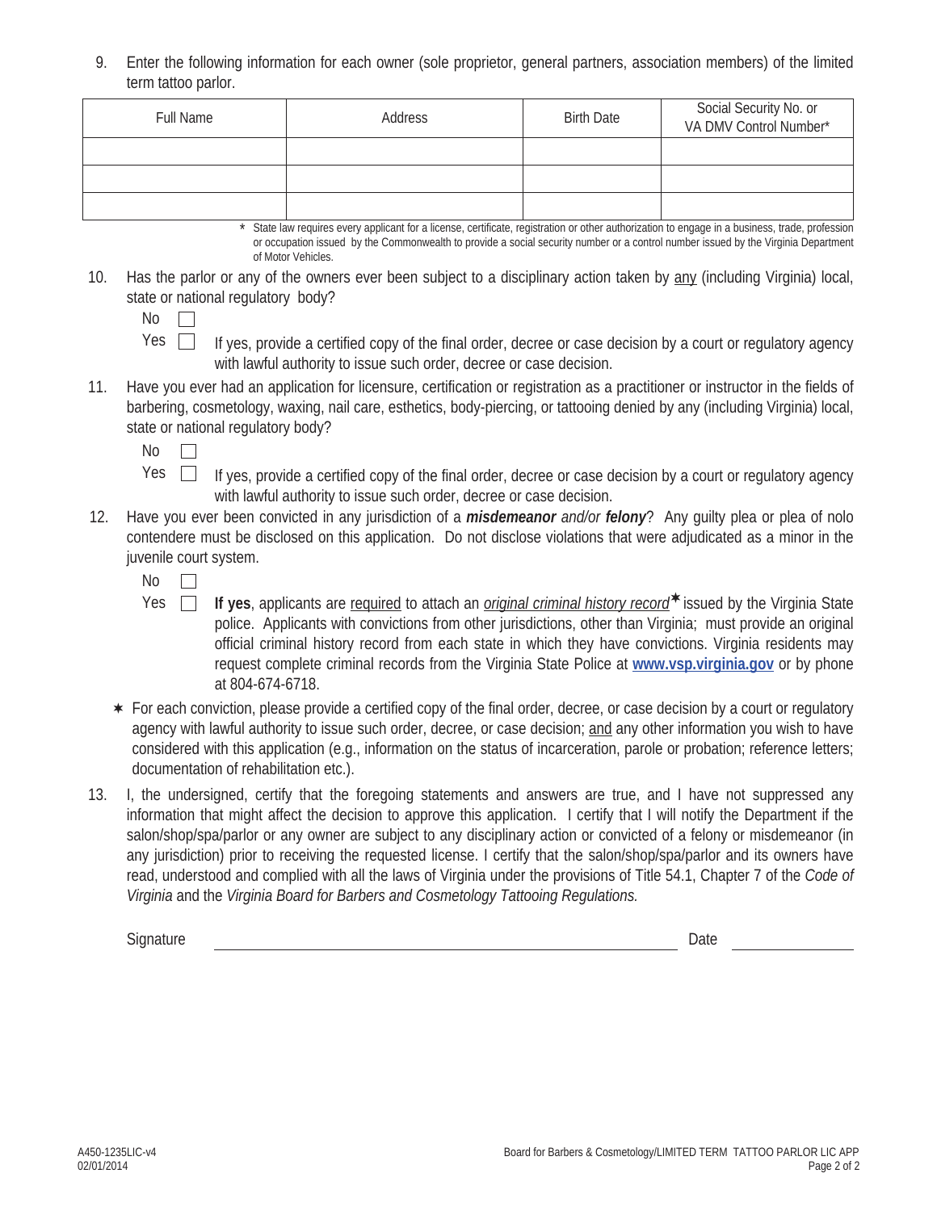9. Enter the following information for each owner (sole proprietor, general partners, association members) of the limited term tattoo parlor.

| Full Name | Address | Birth Date | Social Security No. or VA DMV Control Number* |
|---|---|---|---|
| | | | |
| | | | |
| | | | |

\* State law requires every applicant for a license, certificate, registration or other authorization to engage in a business, trade, profession or occupation issued by the Commonwealth to provide a social security number or a control number issued by the Virginia Department of Motor Vehicles.

10. Has the parlor or any of the owners ever been subject to a disciplinary action taken by <u>any</u> (including Virginia) local, state or national regulatory body?

    No ☐
    Yes ☐ If yes, provide a certified copy of the final order, decree or case decision by a court or regulatory agency with lawful authority to issue such order, decree or case decision.

11. Have you ever had an application for licensure, certification or registration as a practitioner or instructor in the fields of barbering, cosmetology, waxing, nail care, esthetics, body-piercing, or tattooing denied by any (including Virginia) local, state or national regulatory body?

    No ☐
    Yes ☐ If yes, provide a certified copy of the final order, decree or case decision by a court or regulatory agency with lawful authority to issue such order, decree or case decision.

12. Have you ever been convicted in any jurisdiction of a ***misdemeanor*** *and/or* ***felony***? Any guilty plea or plea of nolo contendere must be disclosed on this application. Do not disclose violations that were adjudicated as a minor in the juvenile court system.

    No ☐
    Yes ☐ **If yes**, applicants are <u>required</u> to attach an <u>*original criminal history record*</u>✶ issued by the Virginia State police. Applicants with convictions from other jurisdictions, other than Virginia; must provide an original official criminal history record from each state in which they have convictions. Virginia residents may request complete criminal records from the Virginia State Police at **www.vsp.virginia.gov** or by phone at 804-674-6718.

✶ For each conviction, please provide a certified copy of the final order, decree, or case decision by a court or regulatory agency with lawful authority to issue such order, decree, or case decision; <u>and</u> any other information you wish to have considered with this application (e.g., information on the status of incarceration, parole or probation; reference letters; documentation of rehabilitation etc.).

13. I, the undersigned, certify that the foregoing statements and answers are true, and I have not suppressed any information that might affect the decision to approve this application. I certify that I will notify the Department if the salon/shop/spa/parlor or any owner are subject to any disciplinary action or convicted of a felony or misdemeanor (in any jurisdiction) prior to receiving the requested license. I certify that the salon/shop/spa/parlor and its owners have read, understood and complied with all the laws of Virginia under the provisions of Title 54.1, Chapter 7 of the *Code of Virginia* and the *Virginia Board for Barbers and Cosmetology Tattooing Regulations.*

Signature ______________________________ Date ______________

A450-1235LIC-v4
02/01/2014